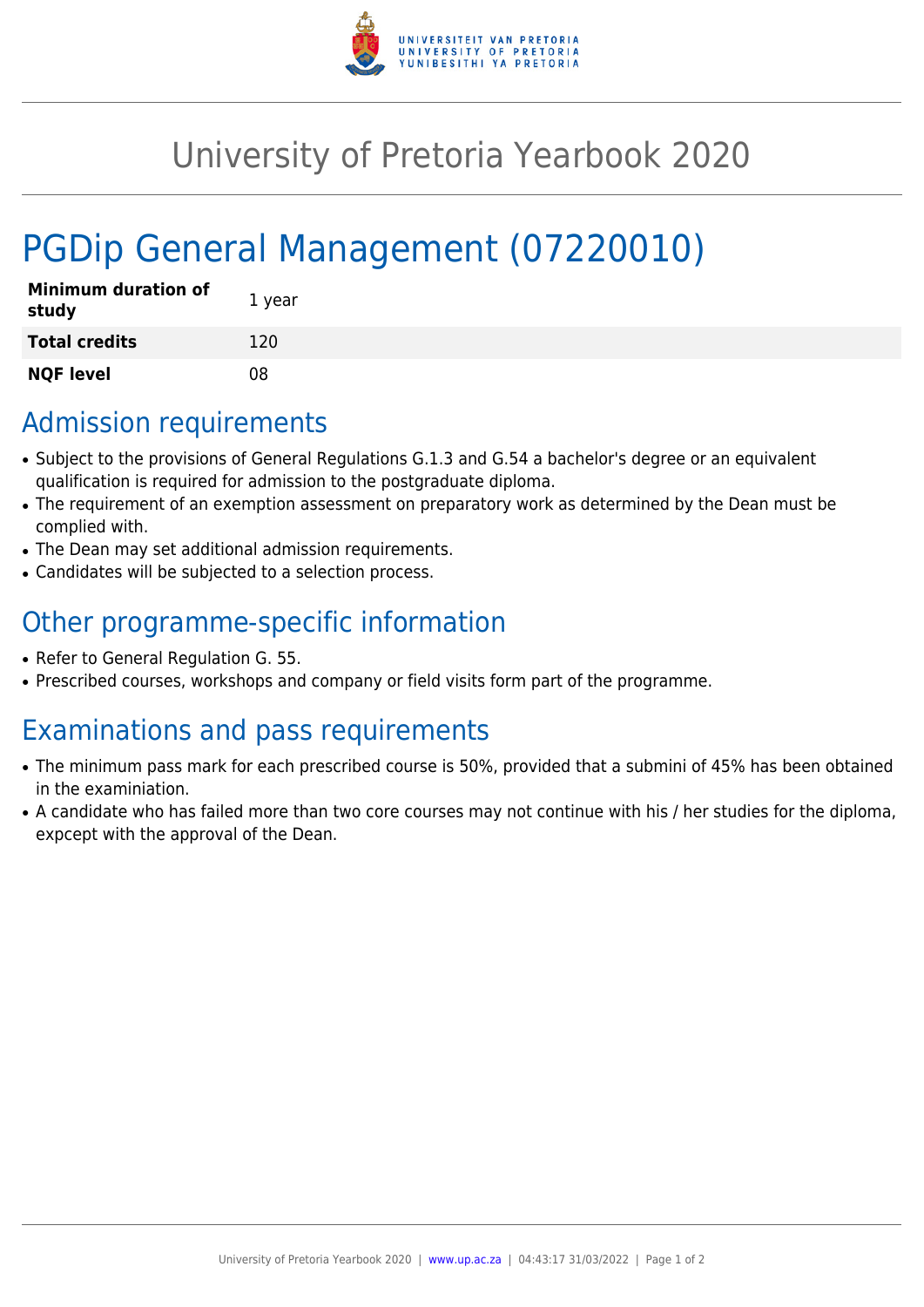# University of Pretoria Yearbook 2020

# PGDip General Management (07220010)

| | |
|---|---|
| **Minimum duration of study** | 1 year |
| **Total credits** | 120 |
| **NQF level** | 08 |

## Admission requirements

- Subject to the provisions of General Regulations G.1.3 and G.54 a bachelor's degree or an equivalent qualification is required for admission to the postgraduate diploma.
- The requirement of an exemption assessment on preparatory work as determined by the Dean must be complied with.
- The Dean may set additional admission requirements.
- Candidates will be subjected to a selection process.

## Other programme-specific information

- Refer to General Regulation G. 55.
- Prescribed courses, workshops and company or field visits form part of the programme.

## Examinations and pass requirements

- The minimum pass mark for each prescribed course is 50%, provided that a submini of 45% has been obtained in the examiniation.
- A candidate who has failed more than two core courses may not continue with his / her studies for the diploma, expcept with the approval of the Dean.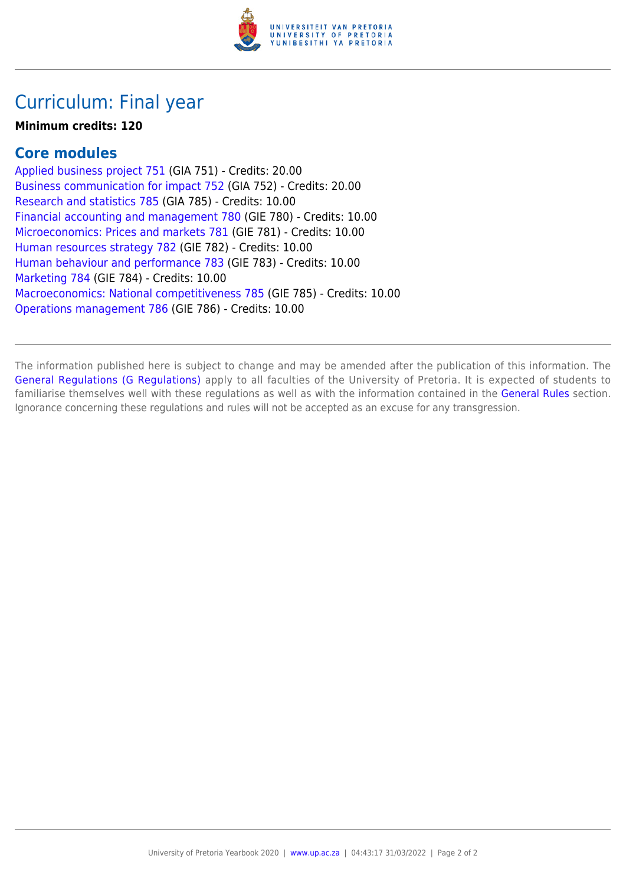# Curriculum: Final year

**Minimum credits: 120**

## Core modules

Applied business project 751 (GIA 751) - Credits: 20.00
Business communication for impact 752 (GIA 752) - Credits: 20.00
Research and statistics 785 (GIA 785) - Credits: 10.00
Financial accounting and management 780 (GIE 780) - Credits: 10.00
Microeconomics: Prices and markets 781 (GIE 781) - Credits: 10.00
Human resources strategy 782 (GIE 782) - Credits: 10.00
Human behaviour and performance 783 (GIE 783) - Credits: 10.00
Marketing 784 (GIE 784) - Credits: 10.00
Macroeconomics: National competitiveness 785 (GIE 785) - Credits: 10.00
Operations management 786 (GIE 786) - Credits: 10.00

---

The information published here is subject to change and may be amended after the publication of this information. The General Regulations (G Regulations) apply to all faculties of the University of Pretoria. It is expected of students to familiarise themselves well with these regulations as well as with the information contained in the General Rules section. Ignorance concerning these regulations and rules will not be accepted as an excuse for any transgression.